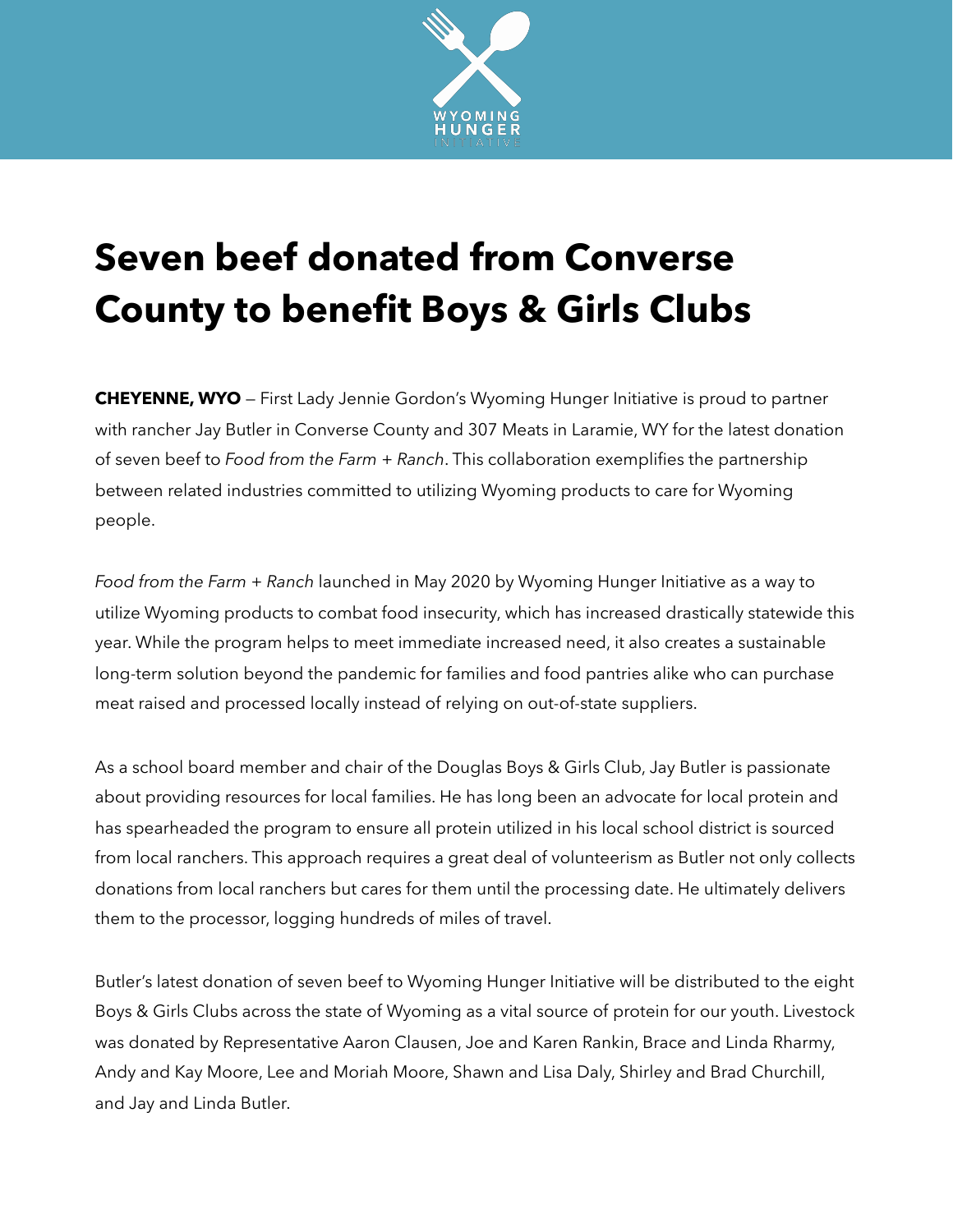# Seven beef donated from Converse County to benefit Boys & Girls Clubs

**CHEYENNE, WYO** — First Lady Jennie Gordon's Wyoming Hunger Initiative is proud to partner with rancher Jay Butler in Converse County and 307 Meats in Laramie, WY for the latest donation of seven beef to *Food from the Farm + Ranch*. This collaboration exemplifies the partnership between related industries committed to utilizing Wyoming products to care for Wyoming people.

*Food from the Farm + Ranch* launched in May 2020 by Wyoming Hunger Initiative as a way to utilize Wyoming products to combat food insecurity, which has increased drastically statewide this year. While the program helps to meet immediate increased need, it also creates a sustainable long-term solution beyond the pandemic for families and food pantries alike who can purchase meat raised and processed locally instead of relying on out-of-state suppliers.

As a school board member and chair of the Douglas Boys & Girls Club, Jay Butler is passionate about providing resources for local families. He has long been an advocate for local protein and has spearheaded the program to ensure all protein utilized in his local school district is sourced from local ranchers. This approach requires a great deal of volunteerism as Butler not only collects donations from local ranchers but cares for them until the processing date. He ultimately delivers them to the processor, logging hundreds of miles of travel.

Butler's latest donation of seven beef to Wyoming Hunger Initiative will be distributed to the eight Boys & Girls Clubs across the state of Wyoming as a vital source of protein for our youth. Livestock was donated by Representative Aaron Clausen, Joe and Karen Rankin, Brace and Linda Rharmy, Andy and Kay Moore, Lee and Moriah Moore, Shawn and Lisa Daly, Shirley and Brad Churchill, and Jay and Linda Butler.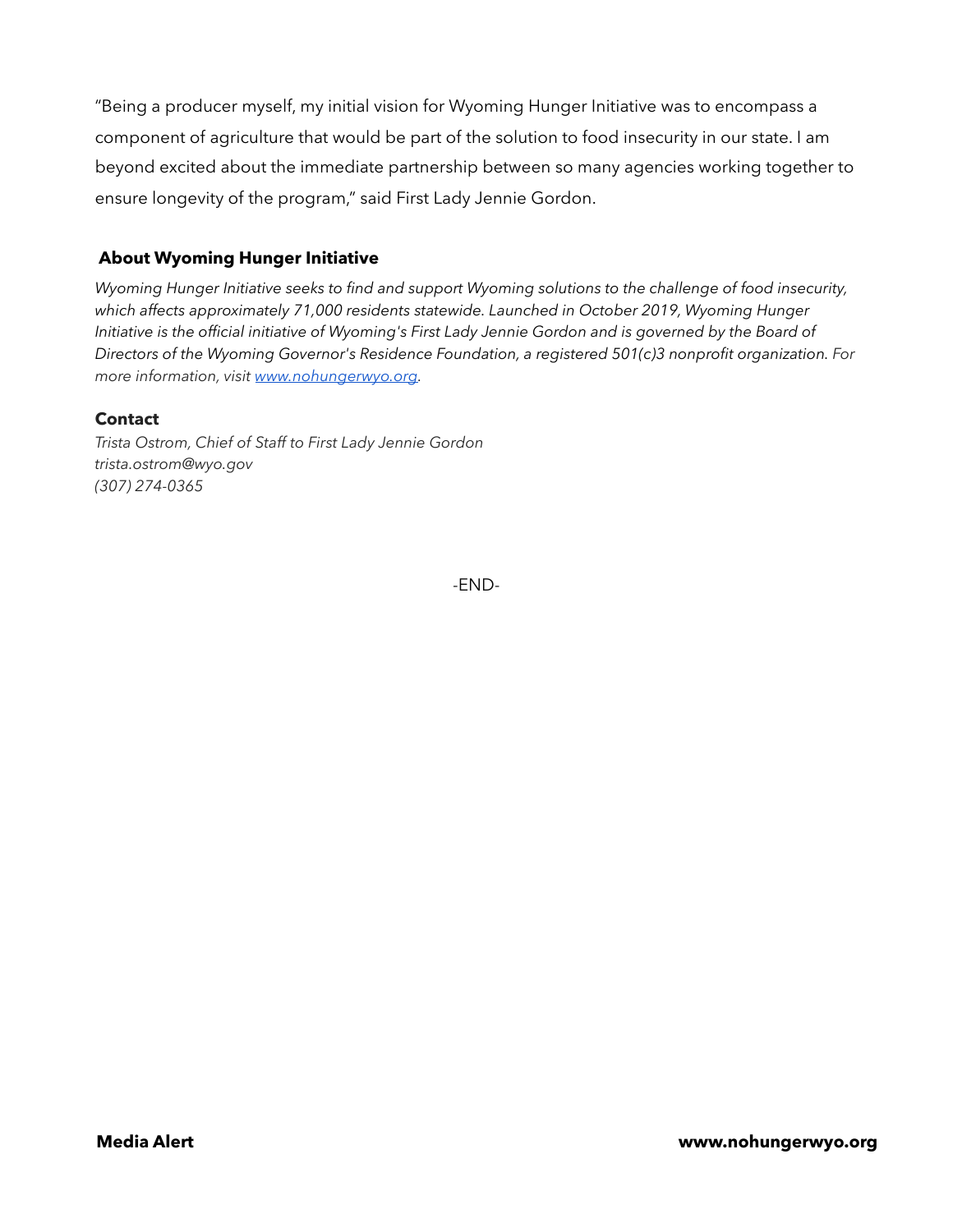"Being a producer myself, my initial vision for Wyoming Hunger Initiative was to encompass a component of agriculture that would be part of the solution to food insecurity in our state. I am beyond excited about the immediate partnership between so many agencies working together to ensure longevity of the program," said First Lady Jennie Gordon.

**About Wyoming Hunger Initiative**

*Wyoming Hunger Initiative seeks to find and support Wyoming solutions to the challenge of food insecurity, which affects approximately 71,000 residents statewide. Launched in October 2019, Wyoming Hunger Initiative is the official initiative of Wyoming's First Lady Jennie Gordon and is governed by the Board of Directors of the Wyoming Governor's Residence Foundation, a registered 501(c)3 nonprofit organization. For more information, visit [www.nohungerwyo.org](http://www.nohungerwyo.org).*

**Contact**

*Trista Ostrom, Chief of Staff to First Lady Jennie Gordon*
*trista.ostrom@wyo.gov*
*(307) 274-0365*

-END-